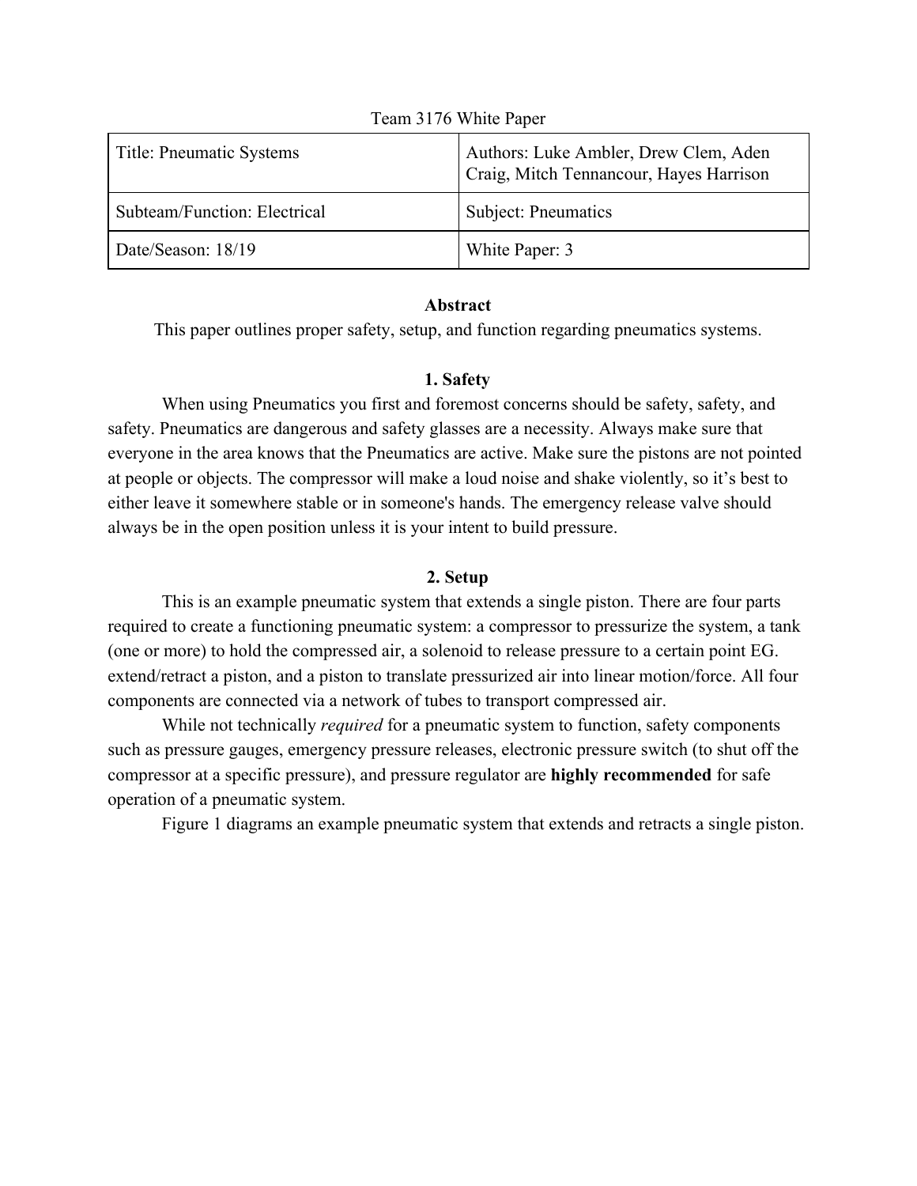Team 3176 White Paper

| Title: Pneumatic Systems | Authors: Luke Ambler, Drew Clem, Aden Craig, Mitch Tennancour, Hayes Harrison |
|---|---|
| Subteam/Function: Electrical | Subject: Pneumatics |
| Date/Season: 18/19 | White Paper: 3 |

## Abstract

This paper outlines proper safety, setup, and function regarding pneumatics systems.

## 1. Safety

When using Pneumatics you first and foremost concerns should be safety, safety, and safety. Pneumatics are dangerous and safety glasses are a necessity. Always make sure that everyone in the area knows that the Pneumatics are active. Make sure the pistons are not pointed at people or objects. The compressor will make a loud noise and shake violently, so it's best to either leave it somewhere stable or in someone's hands. The emergency release valve should always be in the open position unless it is your intent to build pressure.

## 2. Setup

This is an example pneumatic system that extends a single piston. There are four parts required to create a functioning pneumatic system: a compressor to pressurize the system, a tank (one or more) to hold the compressed air, a solenoid to release pressure to a certain point EG. extend/retract a piston, and a piston to translate pressurized air into linear motion/force. All four components are connected via a network of tubes to transport compressed air.

While not technically *required* for a pneumatic system to function, safety components such as pressure gauges, emergency pressure releases, electronic pressure switch (to shut off the compressor at a specific pressure), and pressure regulator are **highly recommended** for safe operation of a pneumatic system.

Figure 1 diagrams an example pneumatic system that extends and retracts a single piston.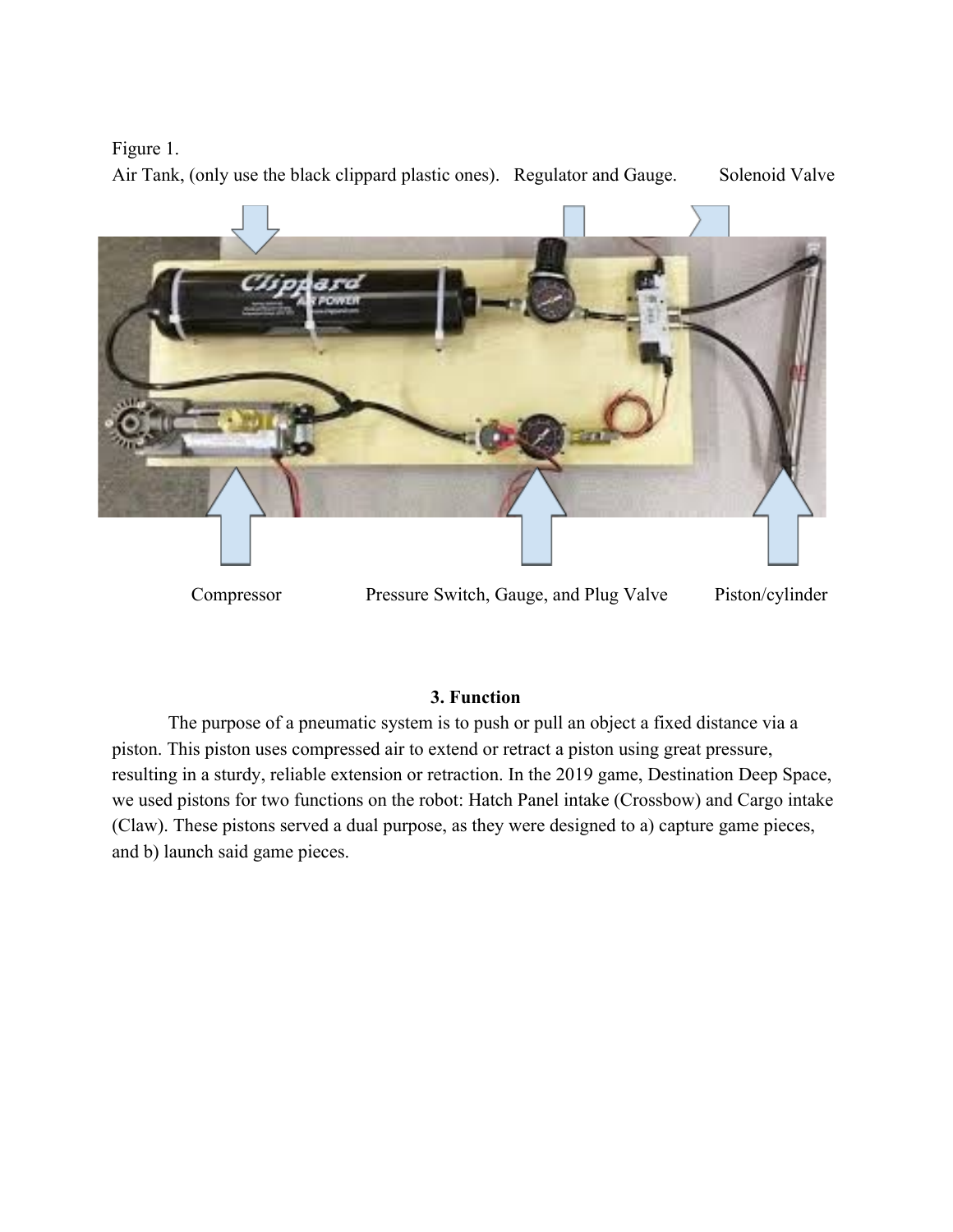Figure 1.

Air Tank, (only use the black clippard plastic ones). Regulator and Gauge. Solenoid Valve

Compressor Pressure Switch, Gauge, and Plug Valve Piston/cylinder

## 3. Function

The purpose of a pneumatic system is to push or pull an object a fixed distance via a piston. This piston uses compressed air to extend or retract a piston using great pressure, resulting in a sturdy, reliable extension or retraction. In the 2019 game, Destination Deep Space, we used pistons for two functions on the robot: Hatch Panel intake (Crossbow) and Cargo intake (Claw). These pistons served a dual purpose, as they were designed to a) capture game pieces, and b) launch said game pieces.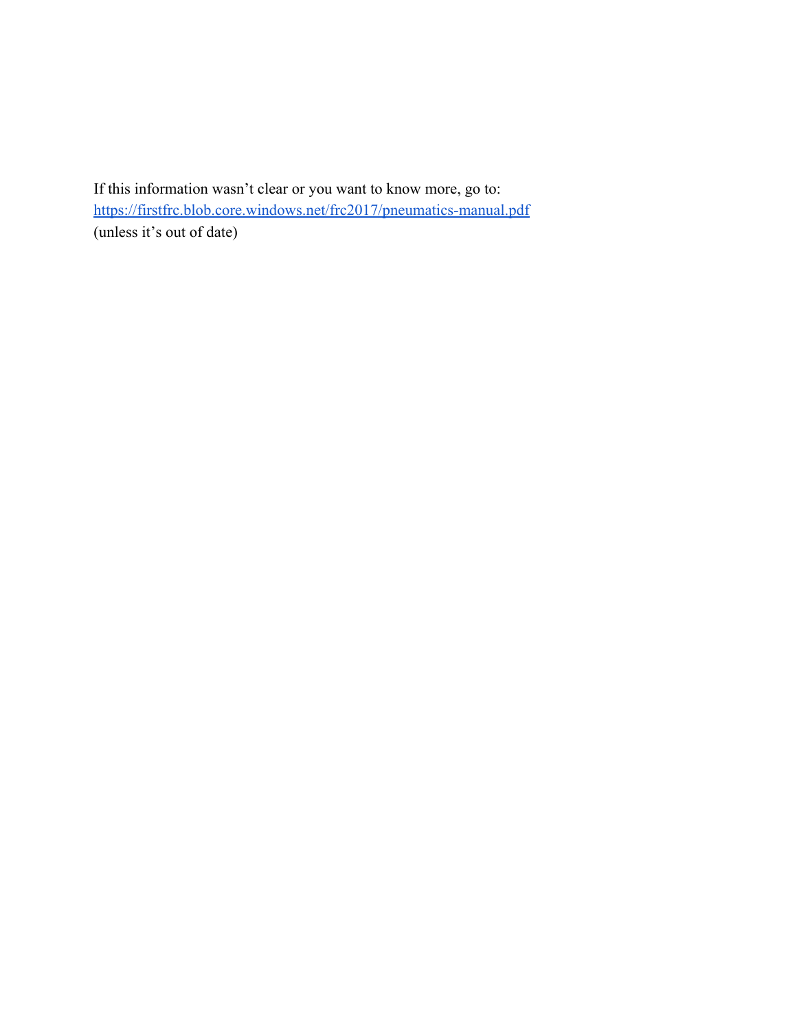If this information wasn’t clear or you want to know more, go to:
[https://firstfrc.blob.core.windows.net/frc2017/pneumatics-manual.pdf](https://firstfrc.blob.core.windows.net/frc2017/pneumatics-manual.pdf)
(unless it’s out of date)